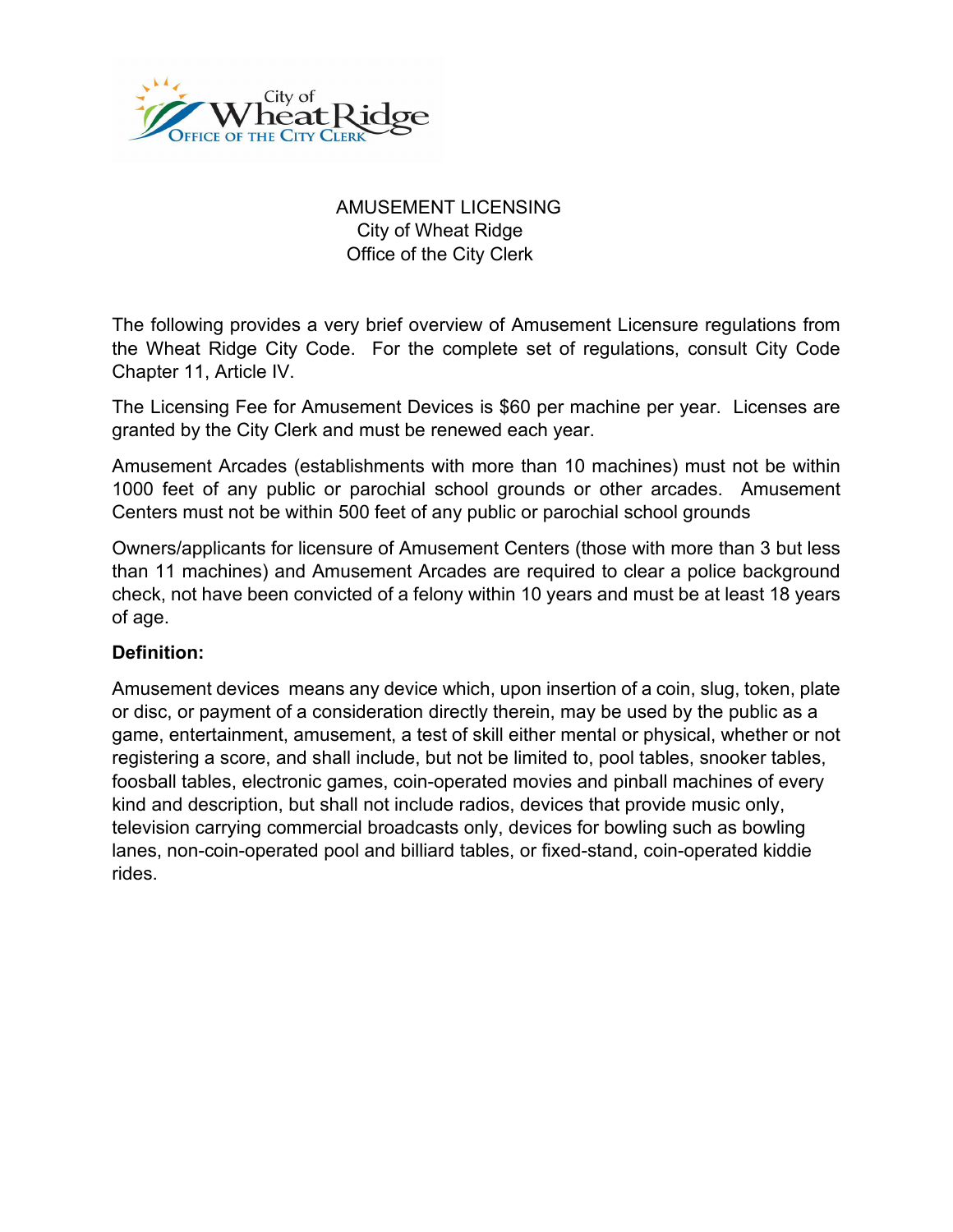City of Wheat Ridge
Office of the City Clerk

# AMUSEMENT LICENSING
City of Wheat Ridge
Office of the City Clerk

The following provides a very brief overview of Amusement Licensure regulations from the Wheat Ridge City Code. For the complete set of regulations, consult City Code Chapter 11, Article IV.

The Licensing Fee for Amusement Devices is $60 per machine per year. Licenses are granted by the City Clerk and must be renewed each year.

Amusement Arcades (establishments with more than 10 machines) must not be within 1000 feet of any public or parochial school grounds or other arcades. Amusement Centers must not be within 500 feet of any public or parochial school grounds

Owners/applicants for licensure of Amusement Centers (those with more than 3 but less than 11 machines) and Amusement Arcades are required to clear a police background check, not have been convicted of a felony within 10 years and must be at least 18 years of age.

**Definition:**

Amusement devices means any device which, upon insertion of a coin, slug, token, plate or disc, or payment of a consideration directly therein, may be used by the public as a game, entertainment, amusement, a test of skill either mental or physical, whether or not registering a score, and shall include, but not be limited to, pool tables, snooker tables, foosball tables, electronic games, coin-operated movies and pinball machines of every kind and description, but shall not include radios, devices that provide music only, television carrying commercial broadcasts only, devices for bowling such as bowling lanes, non-coin-operated pool and billiard tables, or fixed-stand, coin-operated kiddie rides.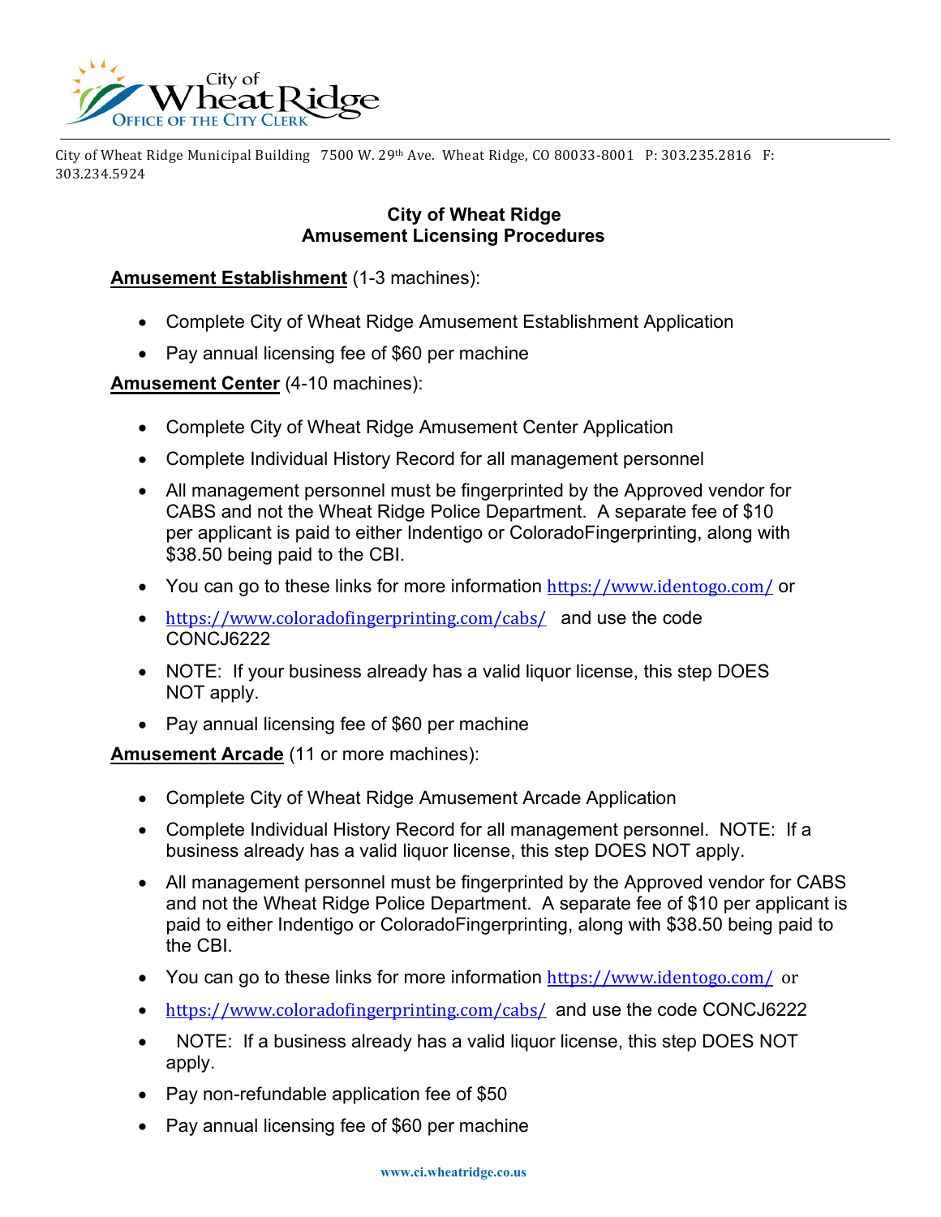City of Wheat Ridge Municipal Building 7500 W. 29th Ave. Wheat Ridge, CO 80033-8001 P: 303.235.2816 F: 303.234.5924

**City of Wheat Ridge**
**Amusement Licensing Procedures**

**Amusement Establishment** (1-3 machines):

- Complete City of Wheat Ridge Amusement Establishment Application
- Pay annual licensing fee of $60 per machine

**Amusement Center** (4-10 machines):

- Complete City of Wheat Ridge Amusement Center Application
- Complete Individual History Record for all management personnel
- All management personnel must be fingerprinted by the Approved vendor for CABS and not the Wheat Ridge Police Department. A separate fee of $10 per applicant is paid to either Indentigo or ColoradoFingerprinting, along with $38.50 being paid to the CBI.
- You can go to these links for more information https://www.identogo.com/ or
- https://www.coloradofingerprinting.com/cabs/ and use the code CONCJ6222
- NOTE: If your business already has a valid liquor license, this step DOES NOT apply.
- Pay annual licensing fee of $60 per machine

**Amusement Arcade** (11 or more machines):

- Complete City of Wheat Ridge Amusement Arcade Application
- Complete Individual History Record for all management personnel. NOTE: If a business already has a valid liquor license, this step DOES NOT apply.
- All management personnel must be fingerprinted by the Approved vendor for CABS and not the Wheat Ridge Police Department. A separate fee of $10 per applicant is paid to either Indentigo or ColoradoFingerprinting, along with $38.50 being paid to the CBI.
- You can go to these links for more information https://www.identogo.com/ or
- https://www.coloradofingerprinting.com/cabs/ and use the code CONCJ6222
- NOTE: If a business already has a valid liquor license, this step DOES NOT apply.
- Pay non-refundable application fee of $50
- Pay annual licensing fee of $60 per machine

www.ci.wheatridge.co.us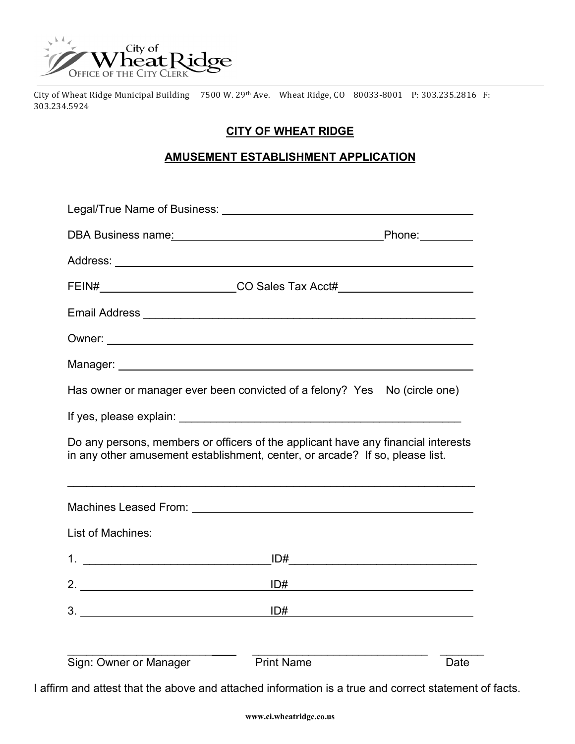City of Wheat Ridge
Office of the City Clerk

City of Wheat Ridge Municipal Building 7500 W. 29th Ave. Wheat Ridge, CO 80033-8001 P: 303.235.2816 F: 303.234.5924

## CITY OF WHEAT RIDGE

## AMUSEMENT ESTABLISHMENT APPLICATION

Legal/True Name of Business: ____________________________________________

DBA Business name: ____________________________________ Phone: __________

Address: ______________________________________________________________

FEIN# ________________________ CO Sales Tax Acct# ______________________

Email Address __________________________________________________________

Owner: _______________________________________________________________

Manager: _____________________________________________________________

Has owner or manager ever been convicted of a felony? Yes No (circle one)

If yes, please explain: ____________________________________________________

Do any persons, members or officers of the applicant have any financial interests in any other amustment establishment, center, or arcade? If so, please list.

_____________________________________________________________________

Machines Leased From: ____________________________________________________

List of Machines:

1. ______________________________ ID# ______________________________

2. ______________________________ ID# ______________________________

3. ______________________________ ID# ______________________________

_________________________ _____________________________ _______
Sign: Owner or Manager Print Name Date

I affirm and attest that the above and attached information is a true and correct statement of facts.

www.ci.wheatridge.co.us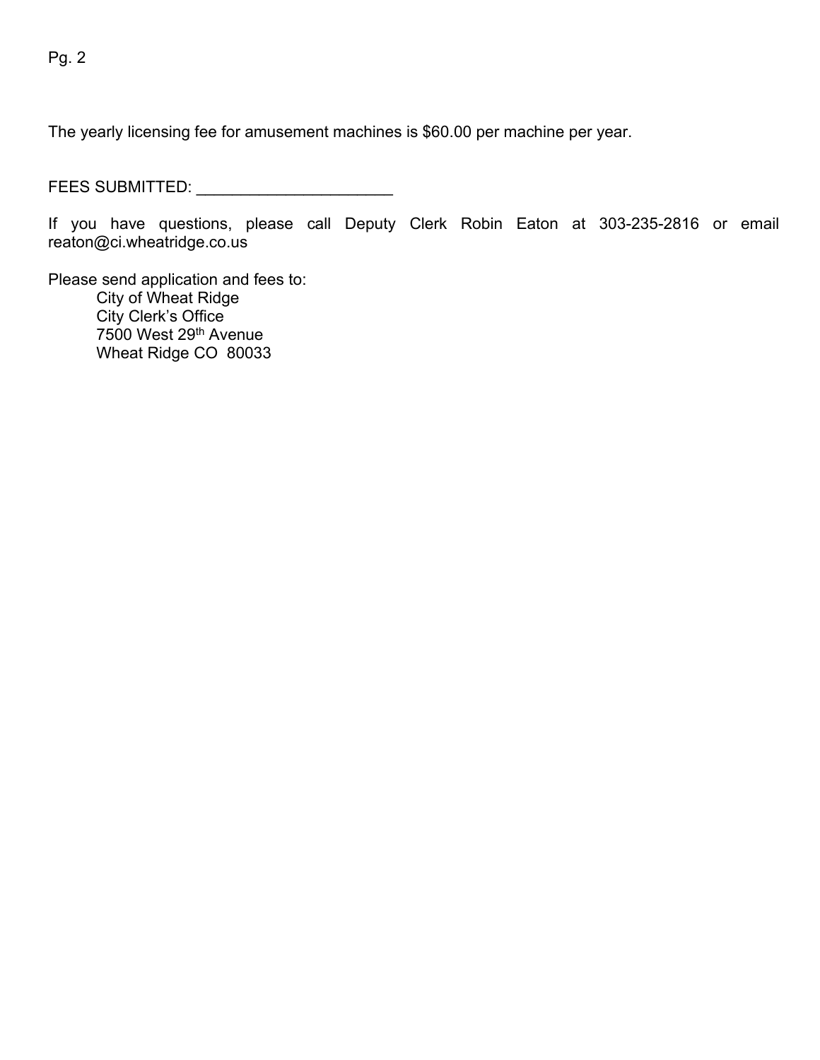The yearly licensing fee for amusement machines is $60.00 per machine per year.

FEES SUBMITTED: ______________________

If you have questions, please call Deputy Clerk Robin Eaton at 303-235-2816 or email reaton@ci.wheatridge.co.us

Please send application and fees to:

City of Wheat Ridge  
City Clerk's Office  
7500 West 29th Avenue  
Wheat Ridge CO 80033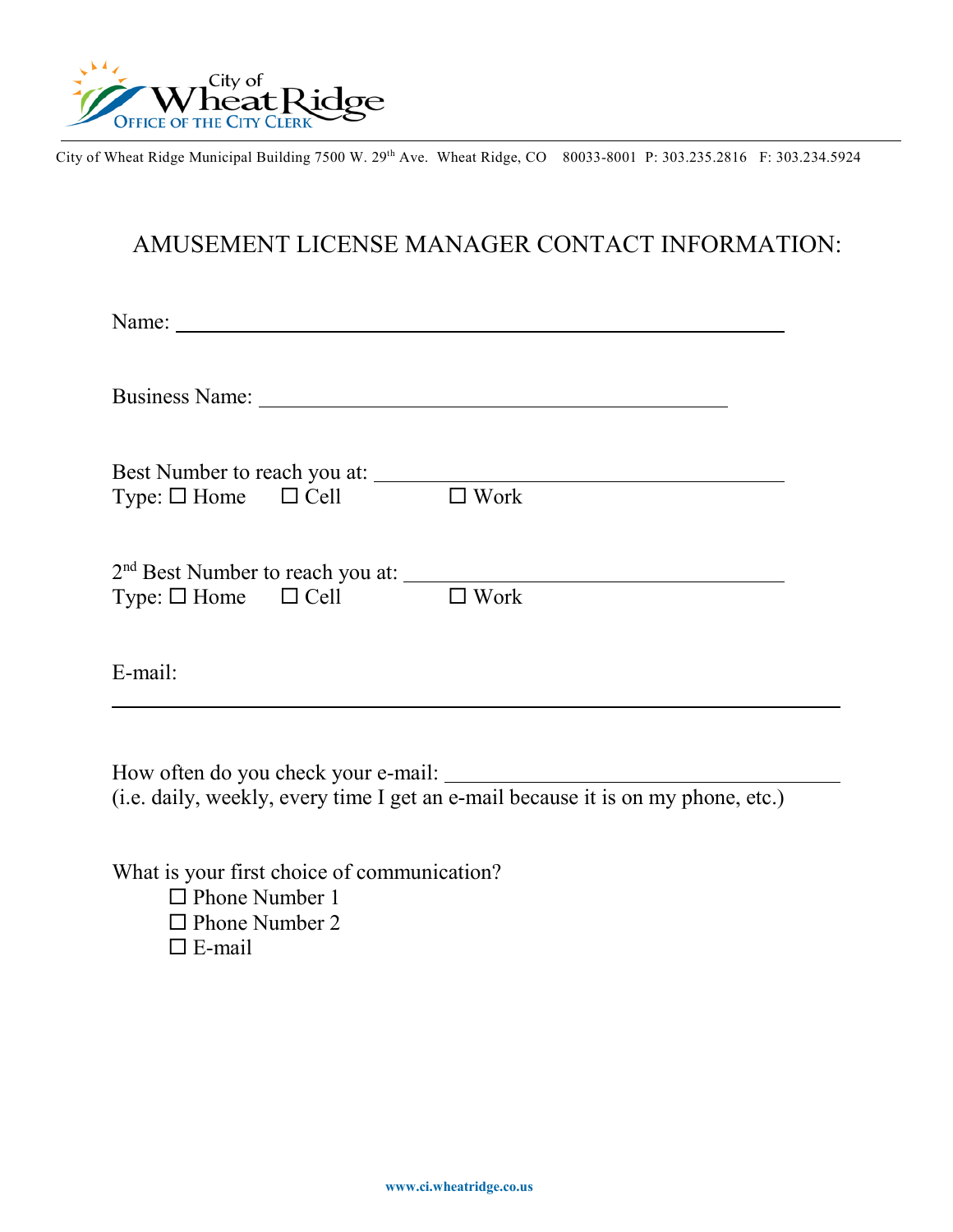City of Wheat Ridge
OFFICE OF THE CITY CLERK

City of Wheat Ridge Municipal Building 7500 W. 29th Ave. Wheat Ridge, CO 80033-8001 P: 303.235.2816 F: 303.234.5924

# AMUSEMENT LICENSE MANAGER CONTACT INFORMATION:

Name: ____________________________________________________________

Business Name: ____________________________________________

Best Number to reach you at: ______________________________________
Type: ☐ Home ☐ Cell ☐ Work

2nd Best Number to reach you at: ___________________________________
Type: ☐ Home ☐ Cell ☐ Work

E-mail:
______________________________________________________________________

How often do you check your e-mail: ___________________________________
(i.e. daily, weekly, every time I get an e-mail because it is on my phone, etc.)

What is your first choice of communication?

- ☐ Phone Number 1
- ☐ Phone Number 2
- ☐ E-mail

www.ci.wheatridge.co.us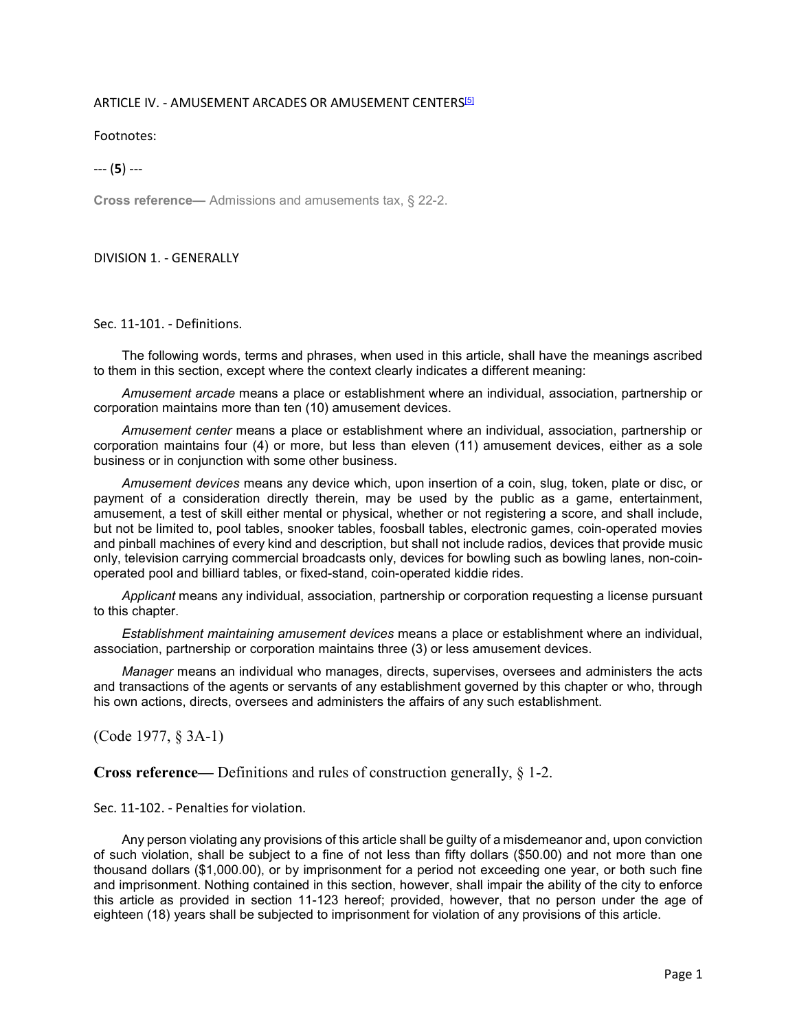## ARTICLE IV. - AMUSEMENT ARCADES OR AMUSEMENT CENTERS[5]

Footnotes:

--- (**5**) ---

**Cross reference—** Admissions and amusements tax, § 22-2.

### DIVISION 1. - GENERALLY

#### Sec. 11-101. - Definitions.

The following words, terms and phrases, when used in this article, shall have the meanings ascribed to them in this section, except where the context clearly indicates a different meaning:

*Amusement arcade* means a place or establishment where an individual, association, partnership or corporation maintains more than ten (10) amusement devices.

*Amusement center* means a place or establishment where an individual, association, partnership or corporation maintains four (4) or more, but less than eleven (11) amusement devices, either as a sole business or in conjunction with some other business.

*Amusement devices* means any device which, upon insertion of a coin, slug, token, plate or disc, or payment of a consideration directly therein, may be used by the public as a game, entertainment, amusement, a test of skill either mental or physical, whether or not registering a score, and shall include, but not be limited to, pool tables, snooker tables, foosball tables, electronic games, coin-operated movies and pinball machines of every kind and description, but shall not include radios, devices that provide music only, television carrying commercial broadcasts only, devices for bowling such as bowling lanes, non-coin-operated pool and billiard tables, or fixed-stand, coin-operated kiddie rides.

*Applicant* means any individual, association, partnership or corporation requesting a license pursuant to this chapter.

*Establishment maintaining amusement devices* means a place or establishment where an individual, association, partnership or corporation maintains three (3) or less amusement devices.

*Manager* means an individual who manages, directs, supervises, oversees and administers the acts and transactions of the agents or servants of any establishment governed by this chapter or who, through his own actions, directs, oversees and administers the affairs of any such establishment.

(Code 1977, § 3A-1)

**Cross reference—** Definitions and rules of construction generally, § 1-2.

#### Sec. 11-102. - Penalties for violation.

Any person violating any provisions of this article shall be guilty of a misdemeanor and, upon conviction of such violation, shall be subject to a fine of not less than fifty dollars ($50.00) and not more than one thousand dollars ($1,000.00), or by imprisonment for a period not exceeding one year, or both such fine and imprisonment. Nothing contained in this section, however, shall impair the ability of the city to enforce this article as provided in section 11-123 hereof; provided, however, that no person under the age of eighteen (18) years shall be subjected to imprisonment for violation of any provisions of this article.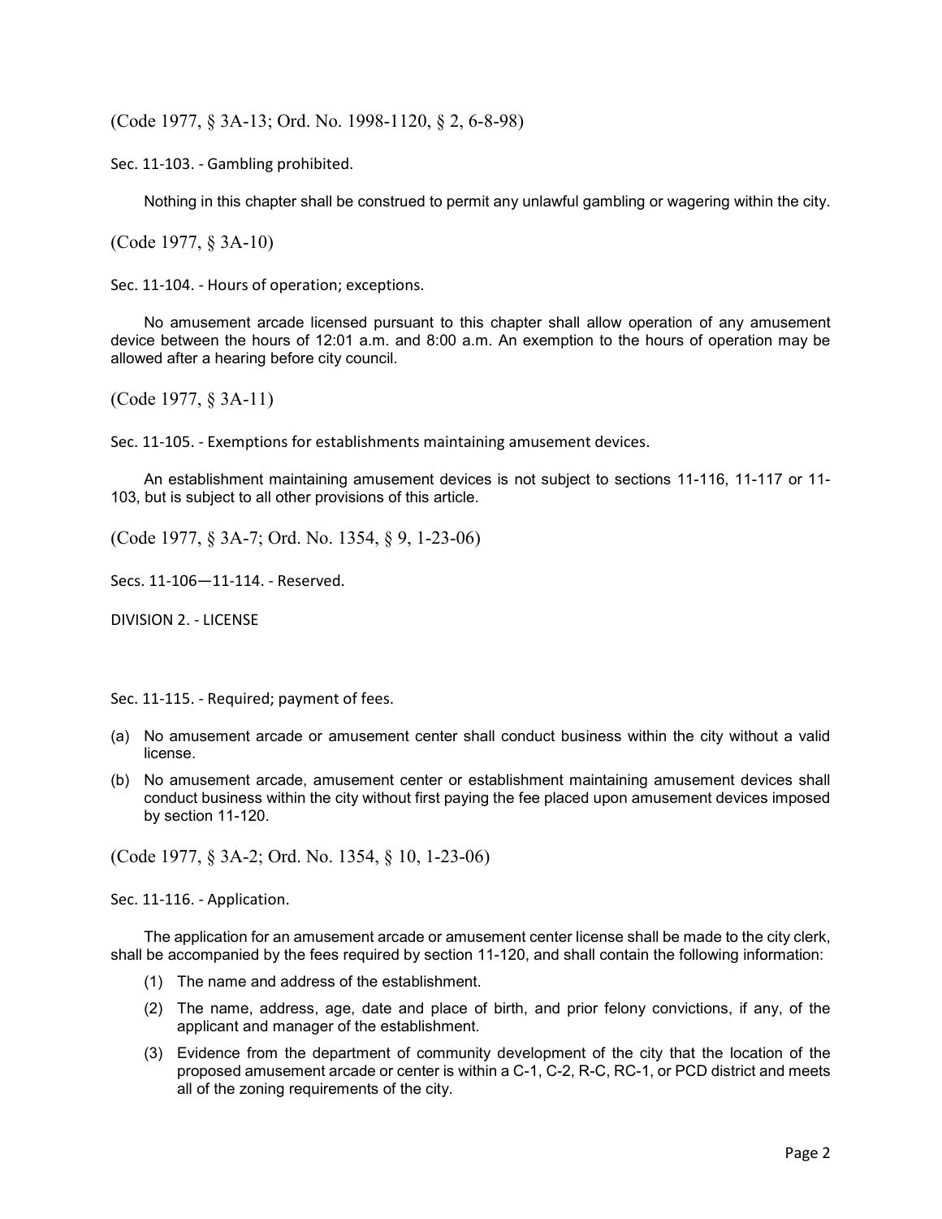(Code 1977, § 3A-13; Ord. No. 1998-1120, § 2, 6-8-98)

Sec. 11-103. - Gambling prohibited.

Nothing in this chapter shall be construed to permit any unlawful gambling or wagering within the city.

(Code 1977, § 3A-10)

Sec. 11-104. - Hours of operation; exceptions.

No amusement arcade licensed pursuant to this chapter shall allow operation of any amusement device between the hours of 12:01 a.m. and 8:00 a.m. An exemption to the hours of operation may be allowed after a hearing before city council.

(Code 1977, § 3A-11)

Sec. 11-105. - Exemptions for establishments maintaining amusement devices.

An establishment maintaining amusement devices is not subject to sections 11-116, 11-117 or 11-103, but is subject to all other provisions of this article.

(Code 1977, § 3A-7; Ord. No. 1354, § 9, 1-23-06)

Secs. 11-106—11-114. - Reserved.

DIVISION 2. - LICENSE

Sec. 11-115. - Required; payment of fees.

(a) No amusement arcade or amusement center shall conduct business within the city without a valid license.

(b) No amusement arcade, amusement center or establishment maintaining amusement devices shall conduct business within the city without first paying the fee placed upon amusement devices imposed by section 11-120.

(Code 1977, § 3A-2; Ord. No. 1354, § 10, 1-23-06)

Sec. 11-116. - Application.

The application for an amusement arcade or amusement center license shall be made to the city clerk, shall be accompanied by the fees required by section 11-120, and shall contain the following information:

(1) The name and address of the establishment.

(2) The name, address, age, date and place of birth, and prior felony convictions, if any, of the applicant and manager of the establishment.

(3) Evidence from the department of community development of the city that the location of the proposed amusement arcade or center is within a C-1, C-2, R-C, RC-1, or PCD district and meets all of the zoning requirements of the city.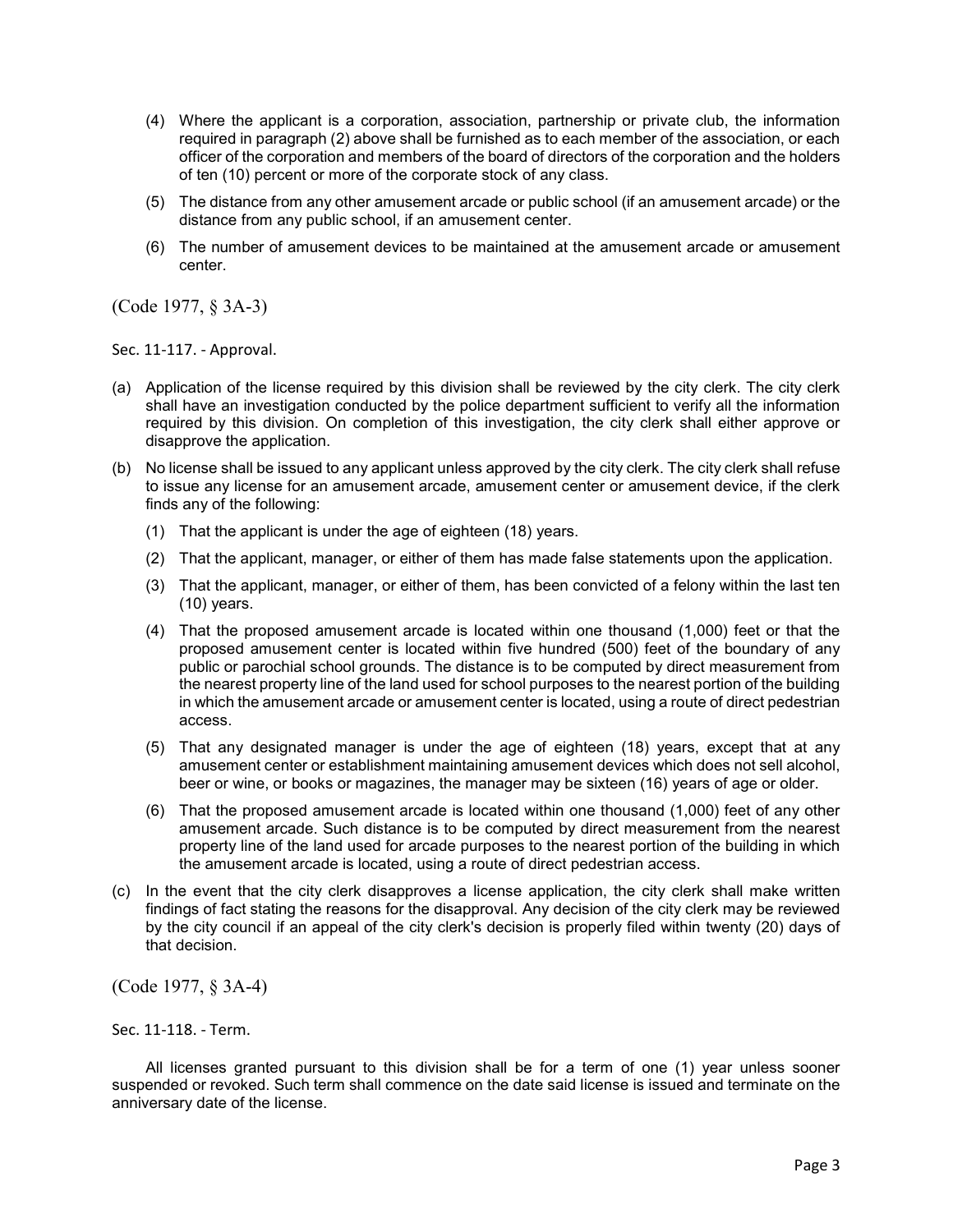(4) Where the applicant is a corporation, association, partnership or private club, the information required in paragraph (2) above shall be furnished as to each member of the association, or each officer of the corporation and members of the board of directors of the corporation and the holders of ten (10) percent or more of the corporate stock of any class.

(5) The distance from any other amusement arcade or public school (if an amusement arcade) or the distance from any public school, if an amusement center.

(6) The number of amusement devices to be maintained at the amusement arcade or amusement center.

(Code 1977, § 3A-3)

Sec. 11-117. - Approval.

(a) Application of the license required by this division shall be reviewed by the city clerk. The city clerk shall have an investigation conducted by the police department sufficient to verify all the information required by this division. On completion of this investigation, the city clerk shall either approve or disapprove the application.

(b) No license shall be issued to any applicant unless approved by the city clerk. The city clerk shall refuse to issue any license for an amusement arcade, amusement center or amusement device, if the clerk finds any of the following:

(1) That the applicant is under the age of eighteen (18) years.

(2) That the applicant, manager, or either of them has made false statements upon the application.

(3) That the applicant, manager, or either of them, has been convicted of a felony within the last ten (10) years.

(4) That the proposed amusement arcade is located within one thousand (1,000) feet or that the proposed amusement center is located within five hundred (500) feet of the boundary of any public or parochial school grounds. The distance is to be computed by direct measurement from the nearest property line of the land used for school purposes to the nearest portion of the building in which the amusement arcade or amusement center is located, using a route of direct pedestrian access.

(5) That any designated manager is under the age of eighteen (18) years, except that at any amusement center or establishment maintaining amusement devices which does not sell alcohol, beer or wine, or books or magazines, the manager may be sixteen (16) years of age or older.

(6) That the proposed amusement arcade is located within one thousand (1,000) feet of any other amusement arcade. Such distance is to be computed by direct measurement from the nearest property line of the land used for arcade purposes to the nearest portion of the building in which the amusement arcade is located, using a route of direct pedestrian access.

(c) In the event that the city clerk disapproves a license application, the city clerk shall make written findings of fact stating the reasons for the disapproval. Any decision of the city clerk may be reviewed by the city council if an appeal of the city clerk's decision is properly filed within twenty (20) days of that decision.

(Code 1977, § 3A-4)

Sec. 11-118. - Term.

All licenses granted pursuant to this division shall be for a term of one (1) year unless sooner suspended or revoked. Such term shall commence on the date said license is issued and terminate on the anniversary date of the license.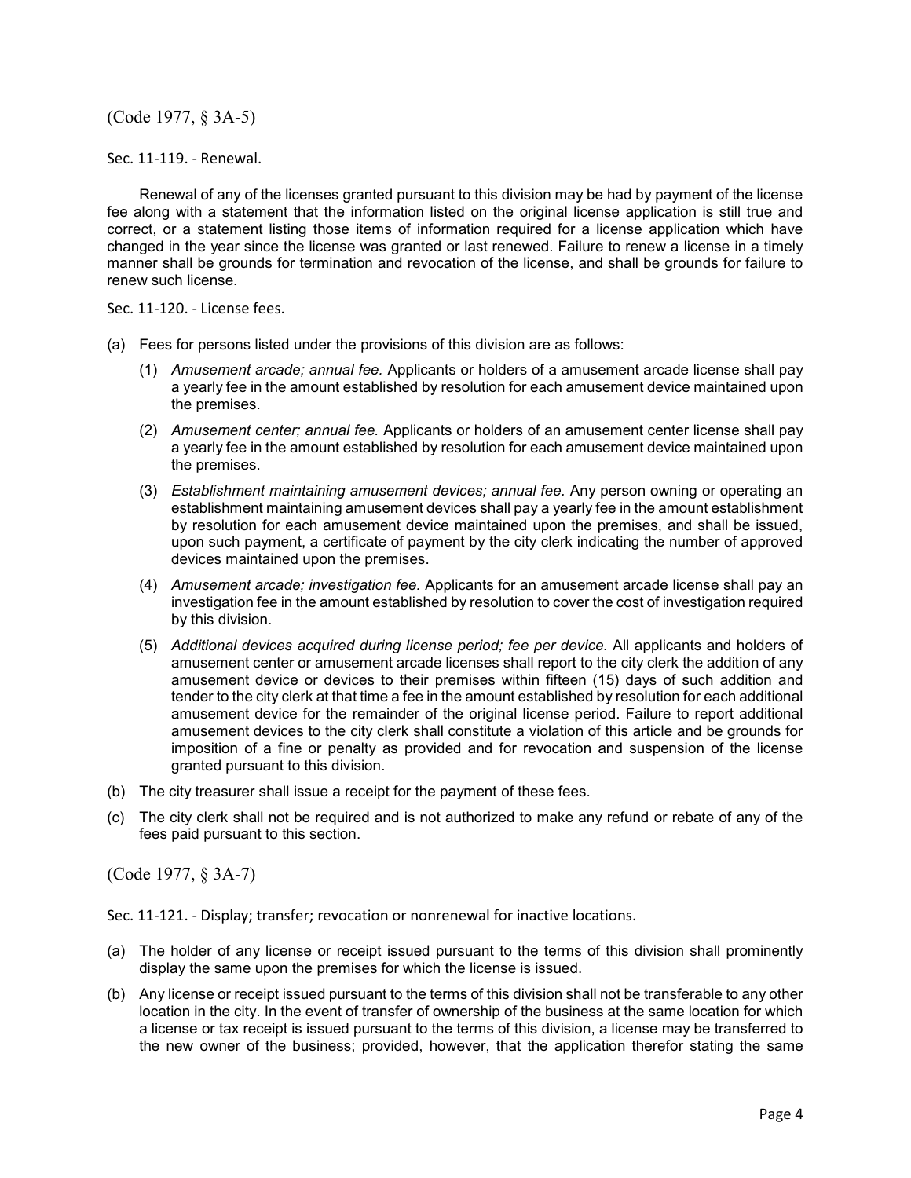(Code 1977, § 3A-5)

Sec. 11-119. - Renewal.

Renewal of any of the licenses granted pursuant to this division may be had by payment of the license fee along with a statement that the information listed on the original license application is still true and correct, or a statement listing those items of information required for a license application which have changed in the year since the license was granted or last renewed. Failure to renew a license in a timely manner shall be grounds for termination and revocation of the license, and shall be grounds for failure to renew such license.

Sec. 11-120. - License fees.

(a) Fees for persons listed under the provisions of this division are as follows:

  (1) *Amusement arcade; annual fee.* Applicants or holders of a amusement arcade license shall pay a yearly fee in the amount established by resolution for each amusement device maintained upon the premises.

  (2) *Amusement center; annual fee.* Applicants or holders of an amusement center license shall pay a yearly fee in the amount established by resolution for each amusement device maintained upon the premises.

  (3) *Establishment maintaining amusement devices; annual fee.* Any person owning or operating an establishment maintaining amusement devices shall pay a yearly fee in the amount establishment by resolution for each amusement device maintained upon the premises, and shall be issued, upon such payment, a certificate of payment by the city clerk indicating the number of approved devices maintained upon the premises.

  (4) *Amusement arcade; investigation fee.* Applicants for an amusement arcade license shall pay an investigation fee in the amount established by resolution to cover the cost of investigation required by this division.

  (5) *Additional devices acquired during license period; fee per device.* All applicants and holders of amusement center or amusement arcade licenses shall report to the city clerk the addition of any amusement device or devices to their premises within fifteen (15) days of such addition and tender to the city clerk at that time a fee in the amount established by resolution for each additional amusement device for the remainder of the original license period. Failure to report additional amusement devices to the city clerk shall constitute a violation of this article and be grounds for imposition of a fine or penalty as provided and for revocation and suspension of the license granted pursuant to this division.

(b) The city treasurer shall issue a receipt for the payment of these fees.

(c) The city clerk shall not be required and is not authorized to make any refund or rebate of any of the fees paid pursuant to this section.

(Code 1977, § 3A-7)

Sec. 11-121. - Display; transfer; revocation or nonrenewal for inactive locations.

(a) The holder of any license or receipt issued pursuant to the terms of this division shall prominently display the same upon the premises for which the license is issued.

(b) Any license or receipt issued pursuant to the terms of this division shall not be transferable to any other location in the city. In the event of transfer of ownership of the business at the same location for which a license or tax receipt is issued pursuant to the terms of this division, a license may be transferred to the new owner of the business; provided, however, that the application therefor stating the same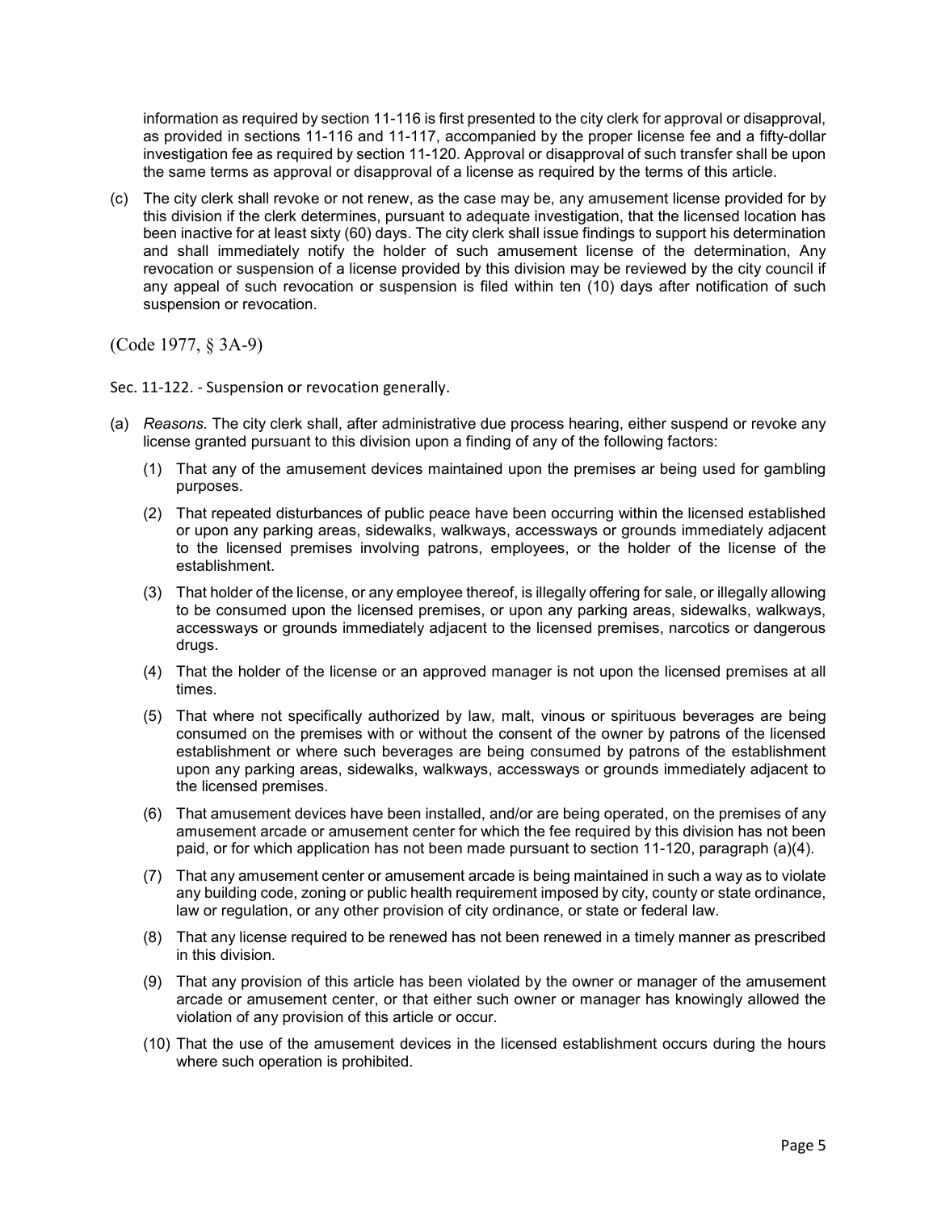information as required by section 11-116 is first presented to the city clerk for approval or disapproval, as provided in sections 11-116 and 11-117, accompanied by the proper license fee and a fifty-dollar investigation fee as required by section 11-120. Approval or disapproval of such transfer shall be upon the same terms as approval or disapproval of a license as required by the terms of this article.

(c) The city clerk shall revoke or not renew, as the case may be, any amusement license provided for by this division if the clerk determines, pursuant to adequate investigation, that the licensed location has been inactive for at least sixty (60) days. The city clerk shall issue findings to support his determination and shall immediately notify the holder of such amusement license of the determination, Any revocation or suspension of a license provided by this division may be reviewed by the city council if any appeal of such revocation or suspension is filed within ten (10) days after notification of such suspension or revocation.

(Code 1977, § 3A-9)

Sec. 11-122. - Suspension or revocation generally.

(a) *Reasons.* The city clerk shall, after administrative due process hearing, either suspend or revoke any license granted pursuant to this division upon a finding of any of the following factors:

 (1) That any of the amusement devices maintained upon the premises ar being used for gambling purposes.

 (2) That repeated disturbances of public peace have been occurring within the licensed established or upon any parking areas, sidewalks, walkways, accessways or grounds immediately adjacent to the licensed premises involving patrons, employees, or the holder of the license of the establishment.

 (3) That holder of the license, or any employee thereof, is illegally offering for sale, or illegally allowing to be consumed upon the licensed premises, or upon any parking areas, sidewalks, walkways, accessways or grounds immediately adjacent to the licensed premises, narcotics or dangerous drugs.

 (4) That the holder of the license or an approved manager is not upon the licensed premises at all times.

 (5) That where not specifically authorized by law, malt, vinous or spirituous beverages are being consumed on the premises with or without the consent of the owner by patrons of the licensed establishment or where such beverages are being consumed by patrons of the establishment upon any parking areas, sidewalks, walkways, accessways or grounds immediately adjacent to the licensed premises.

 (6) That amusement devices have been installed, and/or are being operated, on the premises of any amusement arcade or amusement center for which the fee required by this division has not been paid, or for which application has not been made pursuant to section 11-120, paragraph (a)(4).

 (7) That any amusement center or amusement arcade is being maintained in such a way as to violate any building code, zoning or public health requirement imposed by city, county or state ordinance, law or regulation, or any other provision of city ordinance, or state or federal law.

 (8) That any license required to be renewed has not been renewed in a timely manner as prescribed in this division.

 (9) That any provision of this article has been violated by the owner or manager of the amusement arcade or amusement center, or that either such owner or manager has knowingly allowed the violation of any provision of this article or occur.

 (10) That the use of the amusement devices in the licensed establishment occurs during the hours where such operation is prohibited.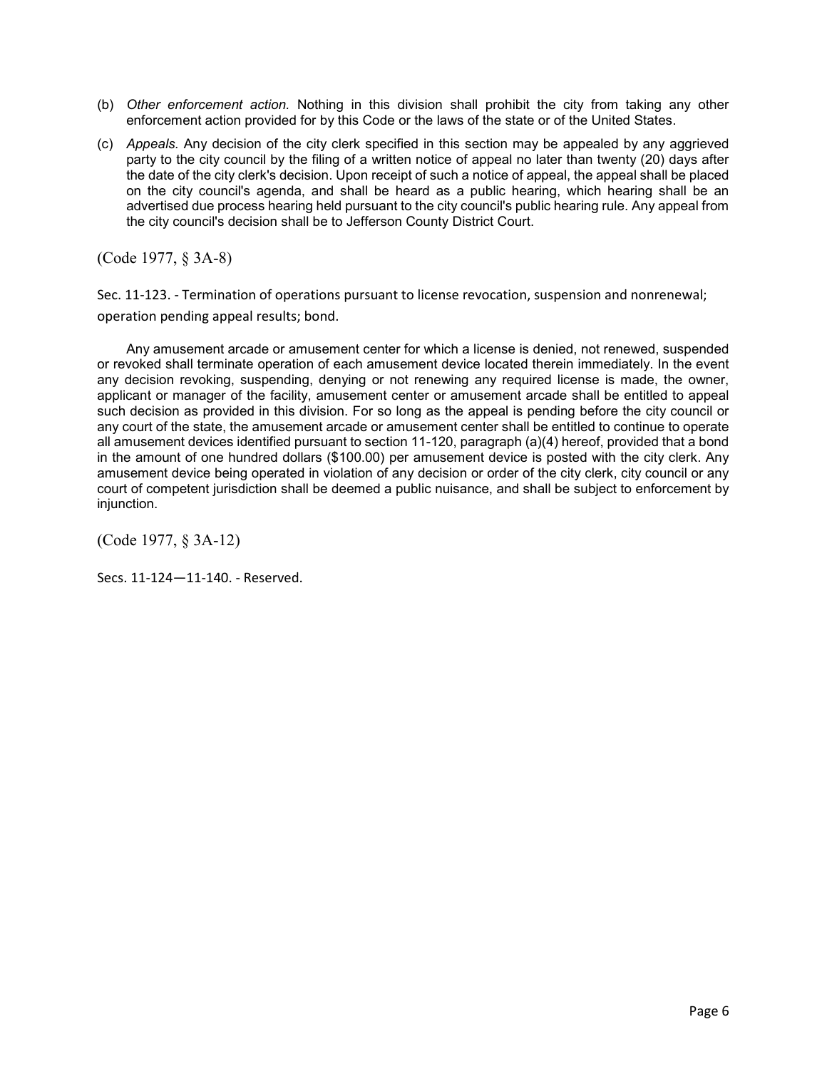(b) *Other enforcement action.* Nothing in this division shall prohibit the city from taking any other enforcement action provided for by this Code or the laws of the state or of the United States.

(c) *Appeals.* Any decision of the city clerk specified in this section may be appealed by any aggrieved party to the city council by the filing of a written notice of appeal no later than twenty (20) days after the date of the city clerk's decision. Upon receipt of such a notice of appeal, the appeal shall be placed on the city council's agenda, and shall be heard as a public hearing, which hearing shall be an advertised due process hearing held pursuant to the city council's public hearing rule. Any appeal from the city council's decision shall be to Jefferson County District Court.

(Code 1977, § 3A-8)

Sec. 11-123. - Termination of operations pursuant to license revocation, suspension and nonrenewal; operation pending appeal results; bond.

Any amusement arcade or amusement center for which a license is denied, not renewed, suspended or revoked shall terminate operation of each amusement device located therein immediately. In the event any decision revoking, suspending, denying or not renewing any required license is made, the owner, applicant or manager of the facility, amusement center or amusement arcade shall be entitled to appeal such decision as provided in this division. For so long as the appeal is pending before the city council or any court of the state, the amusement arcade or amusement center shall be entitled to continue to operate all amusement devices identified pursuant to section 11-120, paragraph (a)(4) hereof, provided that a bond in the amount of one hundred dollars ($100.00) per amusement device is posted with the city clerk. Any amusement device being operated in violation of any decision or order of the city clerk, city council or any court of competent jurisdiction shall be deemed a public nuisance, and shall be subject to enforcement by injunction.

(Code 1977, § 3A-12)

Secs. 11-124—11-140. - Reserved.